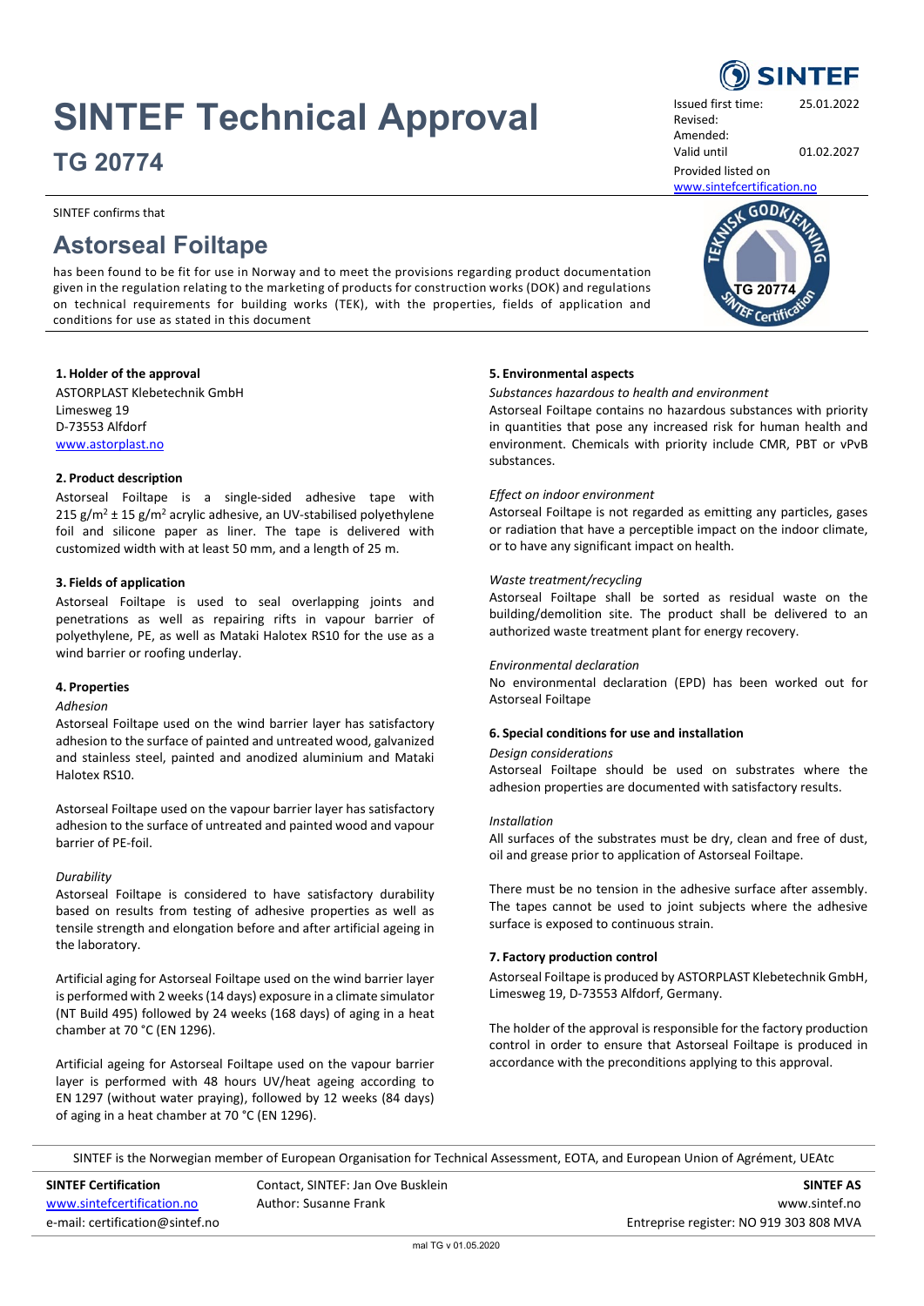# SINTEF Technical Approval

## TG 20774

| | |
|---|---|
| Issued first time: | 25.01.2022 |
| Revised: | |
| Amended: | |
| Valid until | 01.02.2027 |

Provided listed on www.sintefcertification.no

SINTEF confirms that

# Astorseal Foiltape

has been found to be fit for use in Norway and to meet the provisions regarding product documentation given in the regulation relating to the marketing of products for construction works (DOK) and regulations on technical requirements for building works (TEK), with the properties, fields of application and conditions for use as stated in this document

### 1. Holder of the approval

ASTORPLAST Klebetechnik GmbH
Limesweg 19
D-73553 Alfdorf
www.astorplast.no

### 2. Product description

Astorseal Foiltape is a single-sided adhesive tape with 215 g/m² ± 15 g/m² acrylic adhesive, an UV-stabilised polyethylene foil and silicone paper as liner. The tape is delivered with customized width with at least 50 mm, and a length of 25 m.

### 3. Fields of application

Astorseal Foiltape is used to seal overlapping joints and penetrations as well as repairing rifts in vapour barrier of polyethylene, PE, as well as Mataki Halotex RS10 for the use as a wind barrier or roofing underlay.

### 4. Properties

*Adhesion*

Astorseal Foiltape used on the wind barrier layer has satisfactory adhesion to the surface of painted and untreated wood, galvanized and stainless steel, painted and anodized aluminium and Mataki Halotex RS10.

Astorseal Foiltape used on the vapour barrier layer has satisfactory adhesion to the surface of untreated and painted wood and vapour barrier of PE-foil.

*Durability*

Astorseal Foiltape is considered to have satisfactory durability based on results from testing of adhesive properties as well as tensile strength and elongation before and after artificial ageing in the laboratory.

Artificial aging for Astorseal Foiltape used on the wind barrier layer is performed with 2 weeks (14 days) exposure in a climate simulator (NT Build 495) followed by 24 weeks (168 days) of aging in a heat chamber at 70 °C (EN 1296).

Artificial ageing for Astorseal Foiltape used on the vapour barrier layer is performed with 48 hours UV/heat ageing according to EN 1297 (without water praying), followed by 12 weeks (84 days) of aging in a heat chamber at 70 °C (EN 1296).

### 5. Environmental aspects

*Substances hazardous to health and environment*

Astorseal Foiltape contains no hazardous substances with priority in quantities that pose any increased risk for human health and environment. Chemicals with priority include CMR, PBT or vPvB substances.

*Effect on indoor environment*

Astorseal Foiltape is not regarded as emitting any particles, gases or radiation that have a perceptible impact on the indoor climate, or to have any significant impact on health.

*Waste treatment/recycling*

Astorseal Foiltape shall be sorted as residual waste on the building/demolition site. The product shall be delivered to an authorized waste treatment plant for energy recovery.

*Environmental declaration*

No environmental declaration (EPD) has been worked out for Astorseal Foiltape

### 6. Special conditions for use and installation

*Design considerations*

Astorseal Foiltape should be used on substrates where the adhesion properties are documented with satisfactory results.

*Installation*

All surfaces of the substrates must be dry, clean and free of dust, oil and grease prior to application of Astorseal Foiltape.

There must be no tension in the adhesive surface after assembly. The tapes cannot be used to joint subjects where the adhesive surface is exposed to continuous strain.

### 7. Factory production control

Astorseal Foiltape is produced by ASTORPLAST Klebetechnik GmbH, Limesweg 19, D-73553 Alfdorf, Germany.

The holder of the approval is responsible for the factory production control in order to ensure that Astorseal Foiltape is produced in accordance with the preconditions applying to this approval.

SINTEF is the Norwegian member of European Organisation for Technical Assessment, EOTA, and European Union of Agrément, UEAtc

**SINTEF Certification**
www.sintefcertification.no
e-mail: certification@sintef.no

Contact, SINTEF: Jan Ove Busklein
Author: Susanne Frank

**SINTEF AS**
www.sintef.no
Entreprise register: NO 919 303 808 MVA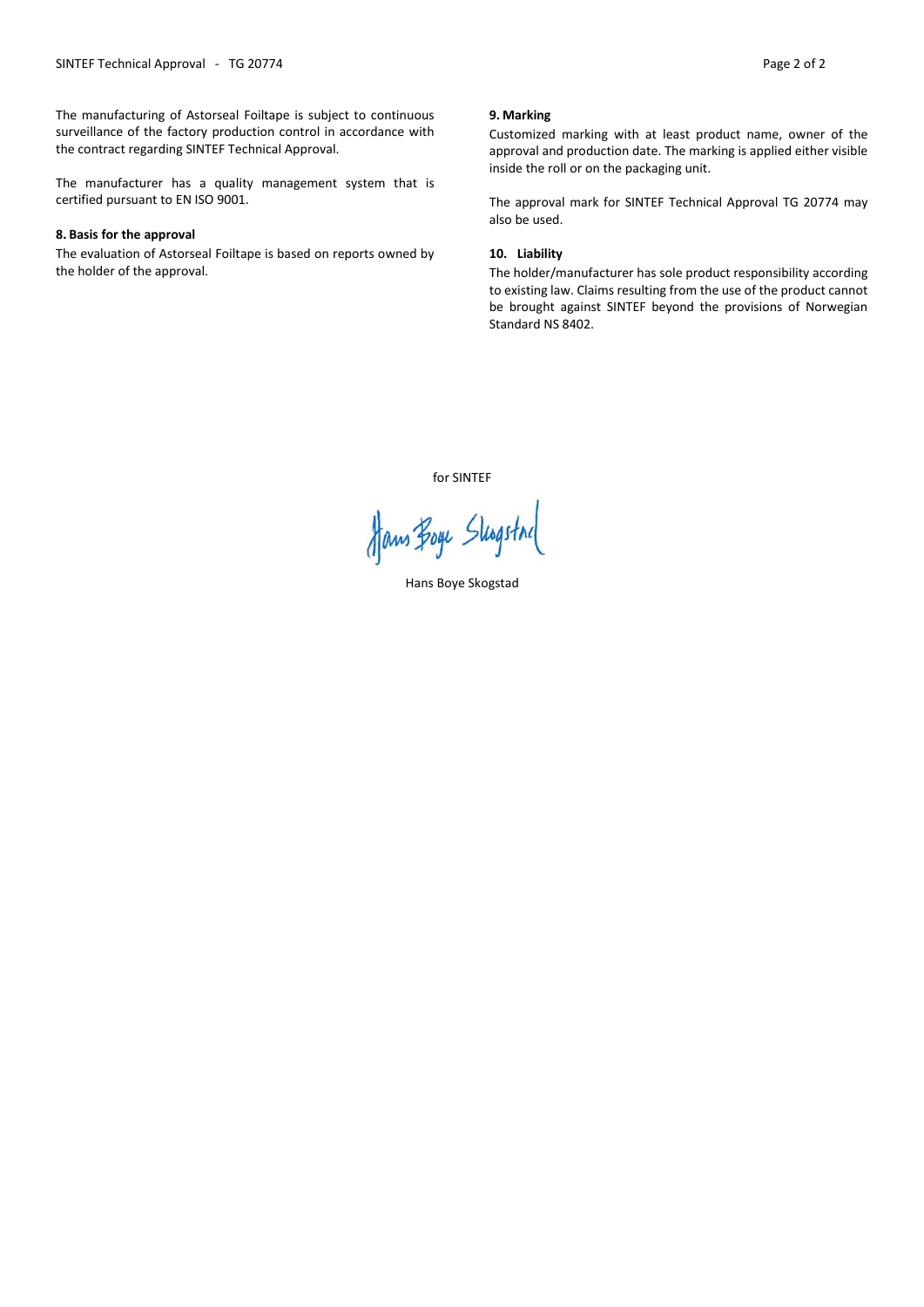The manufacturing of Astorseal Foiltape is subject to continuous surveillance of the factory production control in accordance with the contract regarding SINTEF Technical Approval.

The manufacturer has a quality management system that is certified pursuant to EN ISO 9001.

**8. Basis for the approval**

The evaluation of Astorseal Foiltape is based on reports owned by the holder of the approval.

**9. Marking**

Customized marking with at least product name, owner of the approval and production date. The marking is applied either visible inside the roll or on the packaging unit.

The approval mark for SINTEF Technical Approval TG 20774 may also be used.

**10. Liability**

The holder/manufacturer has sole product responsibility according to existing law. Claims resulting from the use of the product cannot be brought against SINTEF beyond the provisions of Norwegian Standard NS 8402.

for SINTEF

Hans Boye Skogstad